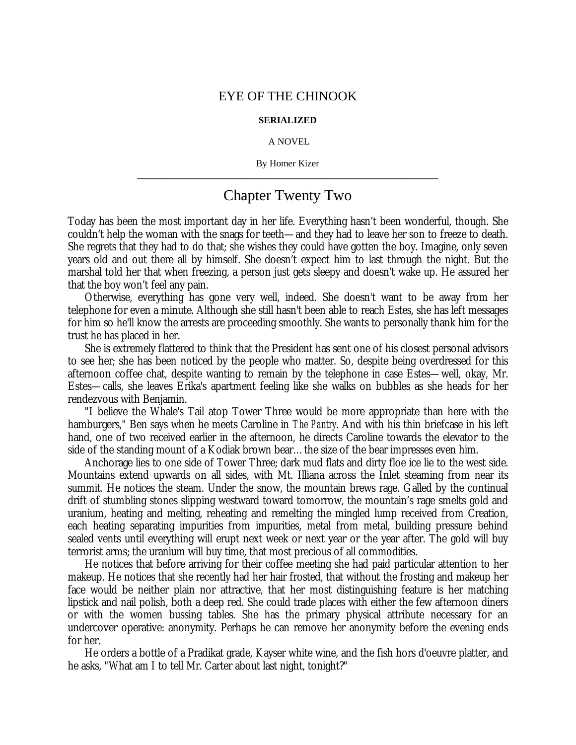# EYE OF THE CHINOOK

**SERIALIZED**

A NOVEL

By Homer Kizer

---

## Chapter Twenty Two

Today has been the most important day in her life. Everything hasn't been wonderful, though. She couldn't help the woman with the snags for teeth—and they had to leave her son to freeze to death. She regrets that they had to do that; she wishes they could have gotten the boy. Imagine, only seven years old and out there all by himself. She doesn't expect him to last through the night. But the marshal told her that when freezing, a person just gets sleepy and doesn't wake up. He assured her that the boy won't feel any pain.

Otherwise, everything has gone very well, indeed. She doesn't want to be away from her telephone for even a minute. Although she still hasn't been able to reach Estes, she has left messages for him so he'll know the arrests are proceeding smoothly. She wants to personally thank him for the trust he has placed in her.

She is extremely flattered to think that the President has sent one of his closest personal advisors to see her; she has been noticed by the people who matter. So, despite being overdressed for this afternoon coffee chat, despite wanting to remain by the telephone in case Estes—well, okay, Mr. Estes—calls, she leaves Erika's apartment feeling like she walks on bubbles as she heads for her rendezvous with Benjamin.

"I believe the Whale's Tail atop Tower Three would be more appropriate than here with the hamburgers," Ben says when he meets Caroline in *The Pantry*. And with his thin briefcase in his left hand, one of two received earlier in the afternoon, he directs Caroline towards the elevator to the side of the standing mount of a Kodiak brown bear…the size of the bear impresses even him.

Anchorage lies to one side of Tower Three; dark mud flats and dirty floe ice lie to the west side. Mountains extend upwards on all sides, with Mt. Illiana across the Inlet steaming from near its summit. He notices the steam. Under the snow, the mountain brews rage. Galled by the continual drift of stumbling stones slipping westward toward tomorrow, the mountain's rage smelts gold and uranium, heating and melting, reheating and remelting the mingled lump received from Creation, each heating separating impurities from impurities, metal from metal, building pressure behind sealed vents until everything will erupt next week or next year or the year after. The gold will buy terrorist arms; the uranium will buy time, that most precious of all commodities.

He notices that before arriving for their coffee meeting she had paid particular attention to her makeup. He notices that she recently had her hair frosted, that without the frosting and makeup her face would be neither plain nor attractive, that her most distinguishing feature is her matching lipstick and nail polish, both a deep red. She could trade places with either the few afternoon diners or with the women bussing tables. She has the primary physical attribute necessary for an undercover operative: anonymity. Perhaps he can remove her anonymity before the evening ends for her.

He orders a bottle of a Pradikat grade, Kayser white wine, and the fish hors d'oeuvre platter, and he asks, "What am I to tell Mr. Carter about last night, tonight?"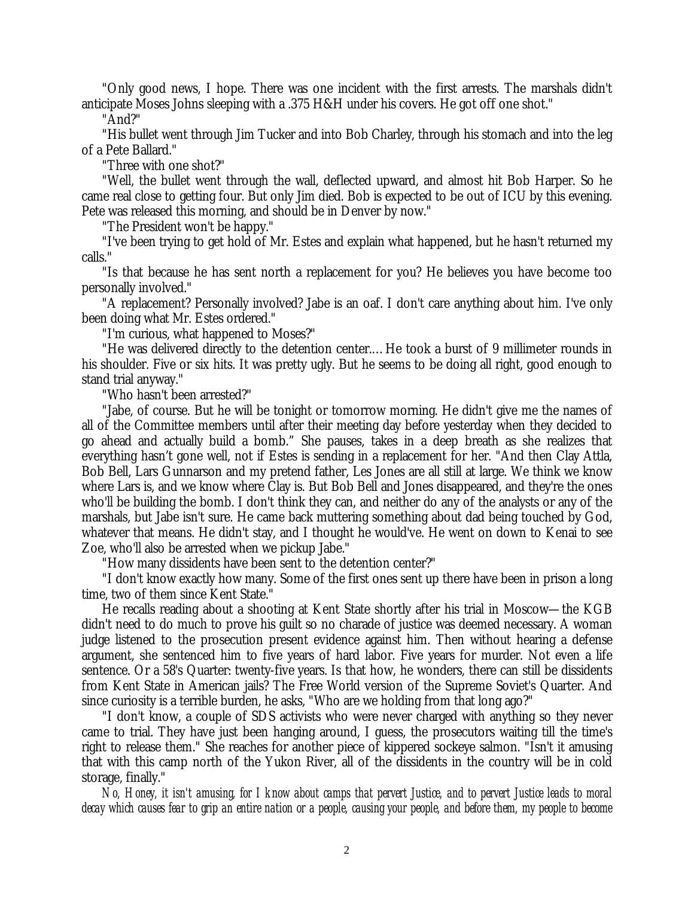"Only good news, I hope. There was one incident with the first arrests. The marshals didn't anticipate Moses Johns sleeping with a .375 H&H under his covers. He got off one shot."

"And?"

"His bullet went through Jim Tucker and into Bob Charley, through his stomach and into the leg of a Pete Ballard."

"Three with one shot?"

"Well, the bullet went through the wall, deflected upward, and almost hit Bob Harper. So he came real close to getting four. But only Jim died. Bob is expected to be out of ICU by this evening. Pete was released this morning, and should be in Denver by now."

"The President won't be happy."

"I've been trying to get hold of Mr. Estes and explain what happened, but he hasn't returned my calls."

"Is that because he has sent north a replacement for you? He believes you have become too personally involved."

"A replacement? Personally involved? Jabe is an oaf. I don't care anything about him. I've only been doing what Mr. Estes ordered."

"I'm curious, what happened to Moses?"

"He was delivered directly to the detention center.... He took a burst of 9 millimeter rounds in his shoulder. Five or six hits. It was pretty ugly. But he seems to be doing all right, good enough to stand trial anyway."

"Who hasn't been arrested?"

"Jabe, of course. But he will be tonight or tomorrow morning. He didn't give me the names of all of the Committee members until after their meeting day before yesterday when they decided to go ahead and actually build a bomb." She pauses, takes in a deep breath as she realizes that everything hasn't gone well, not if Estes is sending in a replacement for her. "And then Clay Attla, Bob Bell, Lars Gunnarson and my pretend father, Les Jones are all still at large. We think we know where Lars is, and we know where Clay is. But Bob Bell and Jones disappeared, and they're the ones who'll be building the bomb. I don't think they can, and neither do any of the analysts or any of the marshals, but Jabe isn't sure. He came back muttering something about dad being touched by God, whatever that means. He didn't stay, and I thought he would've. He went on down to Kenai to see Zoe, who'll also be arrested when we pickup Jabe."

"How many dissidents have been sent to the detention center?"

"I don't know exactly how many. Some of the first ones sent up there have been in prison a long time, two of them since Kent State."

He recalls reading about a shooting at Kent State shortly after his trial in Moscow—the KGB didn't need to do much to prove his guilt so no charade of justice was deemed necessary. A woman judge listened to the prosecution present evidence against him. Then without hearing a defense argument, she sentenced him to five years of hard labor. Five years for murder. Not even a life sentence. Or a 58's Quarter: twenty-five years. Is that how, he wonders, there can still be dissidents from Kent State in American jails? The Free World version of the Supreme Soviet's Quarter. And since curiosity is a terrible burden, he asks, "Who are we holding from that long ago?"

"I don't know, a couple of SDS activists who were never charged with anything so they never came to trial. They have just been hanging around, I guess, the prosecutors waiting till the time's right to release them." She reaches for another piece of kippered sockeye salmon. "Isn't it amusing that with this camp north of the Yukon River, all of the dissidents in the country will be in cold storage, finally."

*No, Honey, it isn't amusing, for I know about camps that pervert Justice, and to pervert Justice leads to moral decay which causes fear to grip an entire nation or a people, causing your people, and before them, my people to become*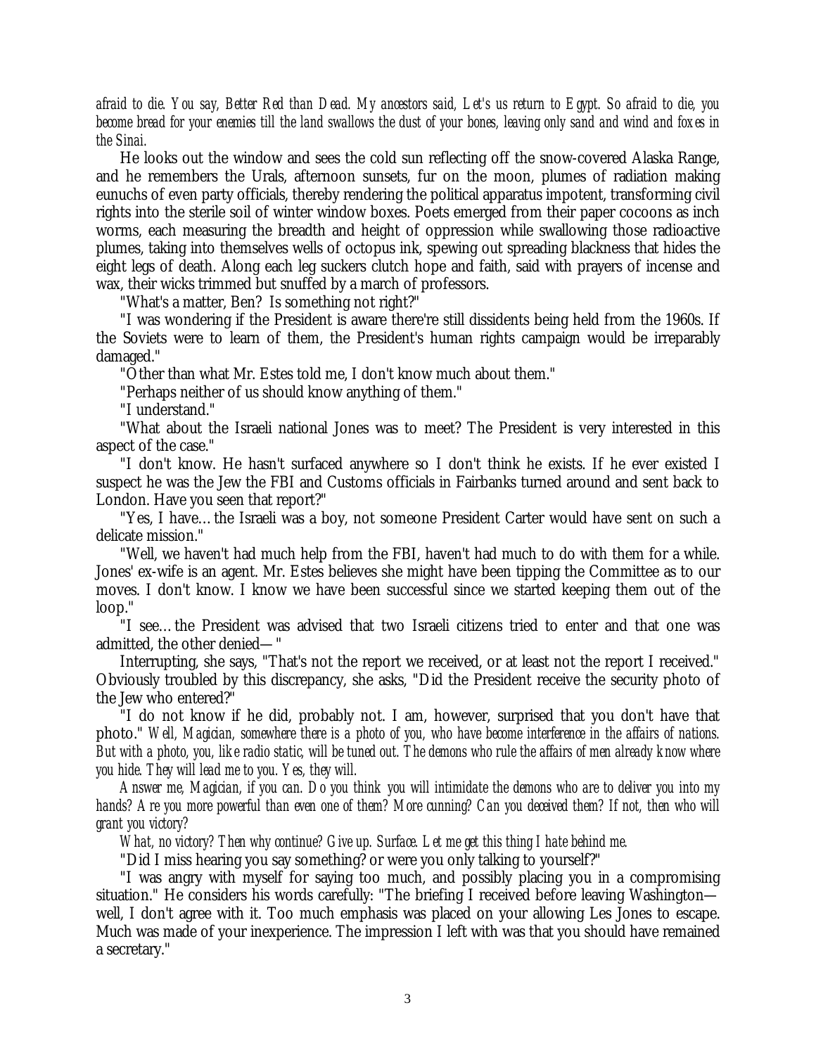*afraid to die. You say, Better Red than Dead. My ancestors said, Let's us return to Egypt. So afraid to die, you become bread for your enemies till the land swallows the dust of your bones, leaving only sand and wind and foxes in the Sinai.*

He looks out the window and sees the cold sun reflecting off the snow-covered Alaska Range, and he remembers the Urals, afternoon sunsets, fur on the moon, plumes of radiation making eunuchs of even party officials, thereby rendering the political apparatus impotent, transforming civil rights into the sterile soil of winter window boxes. Poets emerged from their paper cocoons as inch worms, each measuring the breadth and height of oppression while swallowing those radioactive plumes, taking into themselves wells of octopus ink, spewing out spreading blackness that hides the eight legs of death. Along each leg suckers clutch hope and faith, said with prayers of incense and wax, their wicks trimmed but snuffed by a march of professors.

"What's a matter, Ben? Is something not right?"

"I was wondering if the President is aware there're still dissidents being held from the 1960s. If the Soviets were to learn of them, the President's human rights campaign would be irreparably damaged."

"Other than what Mr. Estes told me, I don't know much about them."

"Perhaps neither of us should know anything of them."

"I understand."

"What about the Israeli national Jones was to meet? The President is very interested in this aspect of the case."

"I don't know. He hasn't surfaced anywhere so I don't think he exists. If he ever existed I suspect he was the Jew the FBI and Customs officials in Fairbanks turned around and sent back to London. Have you seen that report?"

"Yes, I have… the Israeli was a boy, not someone President Carter would have sent on such a delicate mission."

"Well, we haven't had much help from the FBI, haven't had much to do with them for a while. Jones' ex-wife is an agent. Mr. Estes believes she might have been tipping the Committee as to our moves. I don't know. I know we have been successful since we started keeping them out of the loop."

"I see… the President was advised that two Israeli citizens tried to enter and that one was admitted, the other denied—"

Interrupting, she says, "That's not the report we received, or at least not the report I received." Obviously troubled by this discrepancy, she asks, "Did the President receive the security photo of the Jew who entered?"

"I do not know if he did, probably not. I am, however, surprised that you don't have that photo." *Well, Magician, somewhere there is a photo of you, who have become interference in the affairs of nations. But with a photo, you, like radio static, will be tuned out. The demons who rule the affairs of men already know where you hide. They will lead me to you. Yes, they will.*

*Answer me, Magician, if you can. Do you think you will intimidate the demons who are to deliver you into my hands? Are you more powerful than even one of them? More cunning? Can you deceived them? If not, then who will grant you victory?*

*What, no victory? Then why continue? Give up. Surface. Let me get this thing I hate behind me.*

"Did I miss hearing you say something? or were you only talking to yourself?"

"I was angry with myself for saying too much, and possibly placing you in a compromising situation." He considers his words carefully: "The briefing I received before leaving Washington—well, I don't agree with it. Too much emphasis was placed on your allowing Les Jones to escape. Much was made of your inexperience. The impression I left with was that you should have remained a secretary."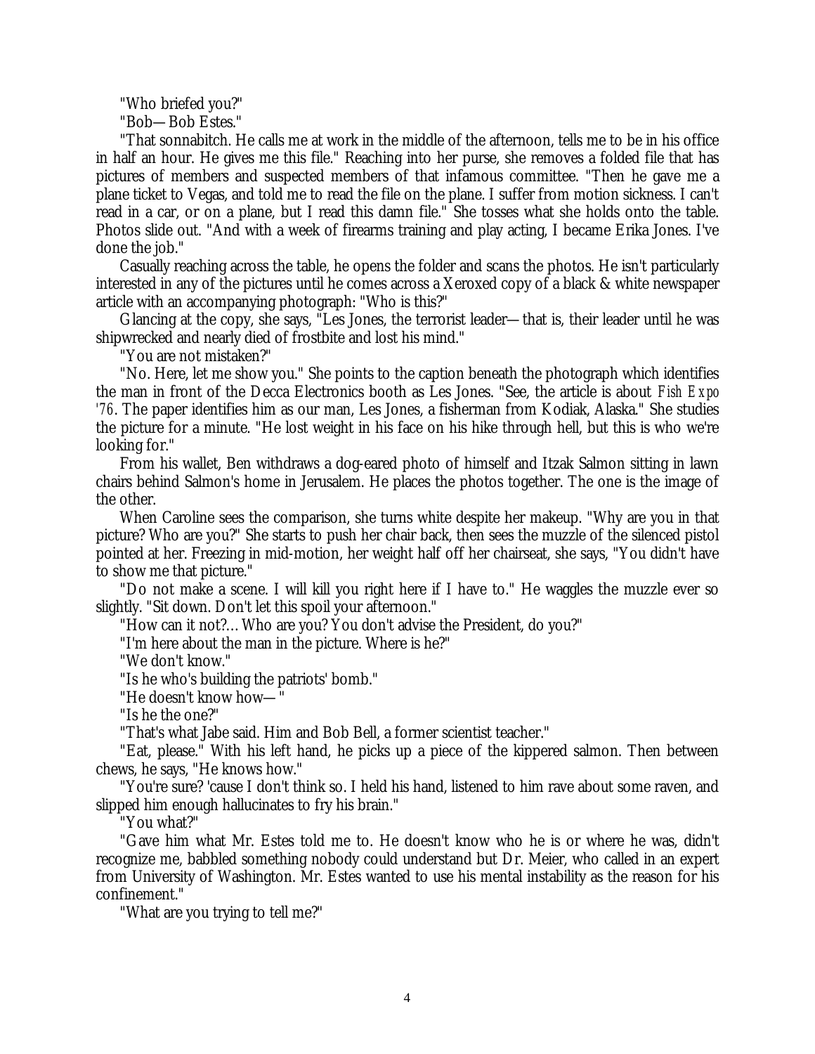"Who briefed you?"

"Bob—Bob Estes."

"That sonnabitch. He calls me at work in the middle of the afternoon, tells me to be in his office in half an hour. He gives me this file." Reaching into her purse, she removes a folded file that has pictures of members and suspected members of that infamous committee. "Then he gave me a plane ticket to Vegas, and told me to read the file on the plane. I suffer from motion sickness. I can't read in a car, or on a plane, but I read this damn file." She tosses what she holds onto the table. Photos slide out. "And with a week of firearms training and play acting, I became Erika Jones. I've done the job."

Casually reaching across the table, he opens the folder and scans the photos. He isn't particularly interested in any of the pictures until he comes across a Xeroxed copy of a black & white newspaper article with an accompanying photograph: "Who is this?"

Glancing at the copy, she says, "Les Jones, the terrorist leader—that is, their leader until he was shipwrecked and nearly died of frostbite and lost his mind."

"You are not mistaken?"

"No. Here, let me show you." She points to the caption beneath the photograph which identifies the man in front of the Decca Electronics booth as Les Jones. "See, the article is about *Fish Expo '76*. The paper identifies him as our man, Les Jones, a fisherman from Kodiak, Alaska." She studies the picture for a minute. "He lost weight in his face on his hike through hell, but this is who we're looking for."

From his wallet, Ben withdraws a dog-eared photo of himself and Itzak Salmon sitting in lawn chairs behind Salmon's home in Jerusalem. He places the photos together. The one is the image of the other.

When Caroline sees the comparison, she turns white despite her makeup. "Why are you in that picture? Who are you?" She starts to push her chair back, then sees the muzzle of the silenced pistol pointed at her. Freezing in mid-motion, her weight half off her chairseat, she says, "You didn't have to show me that picture."

"Do not make a scene. I will kill you right here if I have to." He waggles the muzzle ever so slightly. "Sit down. Don't let this spoil your afternoon."

"How can it not?... Who are you? You don't advise the President, do you?"

"I'm here about the man in the picture. Where is he?"

"We don't know."

"Is he who's building the patriots' bomb."

"He doesn't know how— "

"Is he the one?"

"That's what Jabe said. Him and Bob Bell, a former scientist teacher."

"Eat, please." With his left hand, he picks up a piece of the kippered salmon. Then between chews, he says, "He knows how."

"You're sure? 'cause I don't think so. I held his hand, listened to him rave about some raven, and slipped him enough hallucinates to fry his brain."

"You what?"

"Gave him what Mr. Estes told me to. He doesn't know who he is or where he was, didn't recognize me, babbled something nobody could understand but Dr. Meier, who called in an expert from University of Washington. Mr. Estes wanted to use his mental instability as the reason for his confinement."

"What are you trying to tell me?"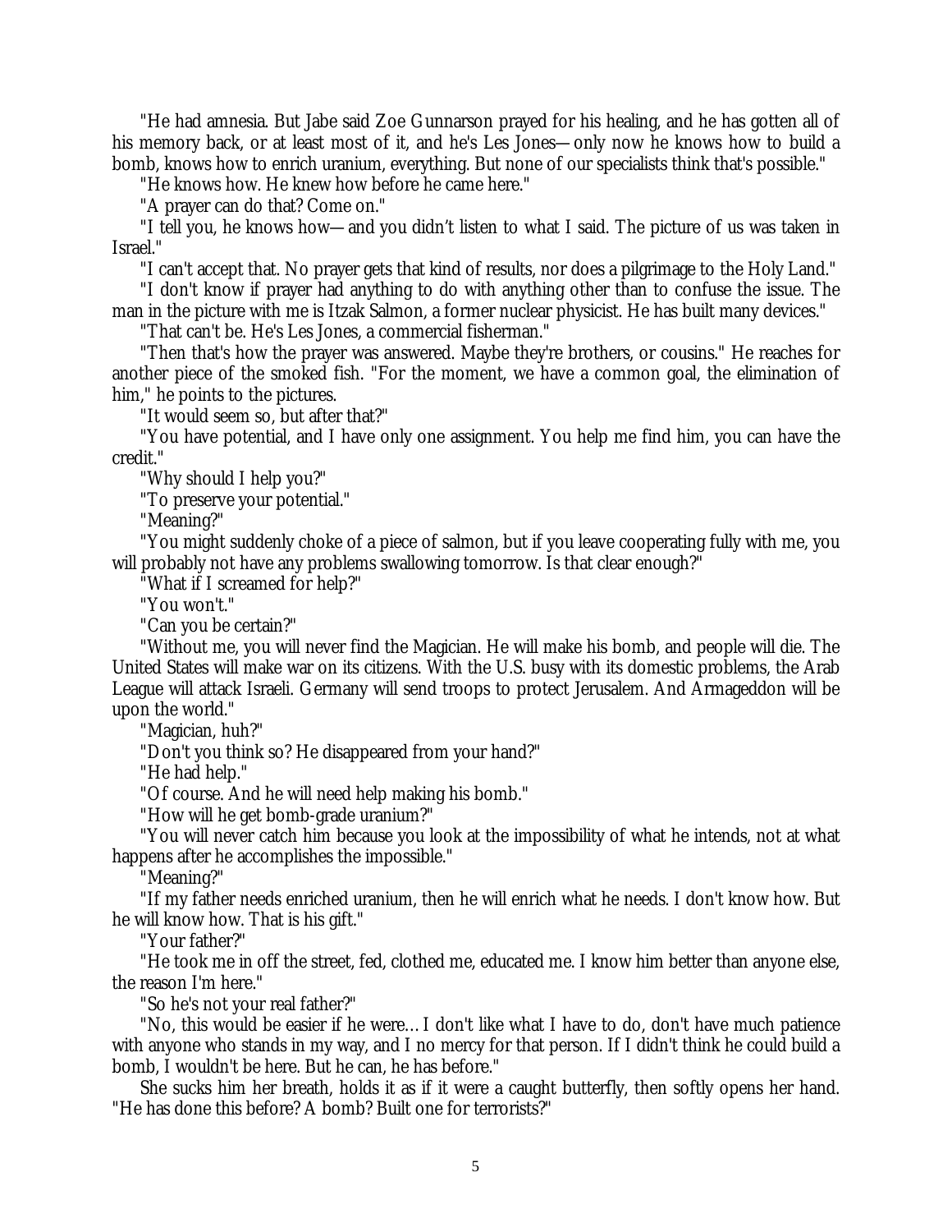"He had amnesia. But Jabe said Zoe Gunnarson prayed for his healing, and he has gotten all of his memory back, or at least most of it, and he's Les Jones—only now he knows how to build a bomb, knows how to enrich uranium, everything. But none of our specialists think that's possible."

"He knows how. He knew how before he came here."

"A prayer can do that? Come on."

"I tell you, he knows how—and you didn't listen to what I said. The picture of us was taken in Israel."

"I can't accept that. No prayer gets that kind of results, nor does a pilgrimage to the Holy Land."

"I don't know if prayer had anything to do with anything other than to confuse the issue. The man in the picture with me is Itzak Salmon, a former nuclear physicist. He has built many devices."

"That can't be. He's Les Jones, a commercial fisherman."

"Then that's how the prayer was answered. Maybe they're brothers, or cousins." He reaches for another piece of the smoked fish. "For the moment, we have a common goal, the elimination of him," he points to the pictures.

"It would seem so, but after that?"

"You have potential, and I have only one assignment. You help me find him, you can have the credit."

"Why should I help you?"

"To preserve your potential."

"Meaning?"

"You might suddenly choke of a piece of salmon, but if you leave cooperating fully with me, you will probably not have any problems swallowing tomorrow. Is that clear enough?"

"What if I screamed for help?"

"You won't."

"Can you be certain?"

"Without me, you will never find the Magician. He will make his bomb, and people will die. The United States will make war on its citizens. With the U.S. busy with its domestic problems, the Arab League will attack Israeli. Germany will send troops to protect Jerusalem. And Armageddon will be upon the world."

"Magician, huh?"

"Don't you think so? He disappeared from your hand?"

"He had help."

"Of course. And he will need help making his bomb."

"How will he get bomb-grade uranium?"

"You will never catch him because you look at the impossibility of what he intends, not at what happens after he accomplishes the impossible."

"Meaning?"

"If my father needs enriched uranium, then he will enrich what he needs. I don't know how. But he will know how. That is his gift."

"Your father?"

"He took me in off the street, fed, clothed me, educated me. I know him better than anyone else, the reason I'm here."

"So he's not your real father?"

"No, this would be easier if he were… I don't like what I have to do, don't have much patience with anyone who stands in my way, and I no mercy for that person. If I didn't think he could build a bomb, I wouldn't be here. But he can, he has before."

She sucks him her breath, holds it as if it were a caught butterfly, then softly opens her hand. "He has done this before? A bomb? Built one for terrorists?"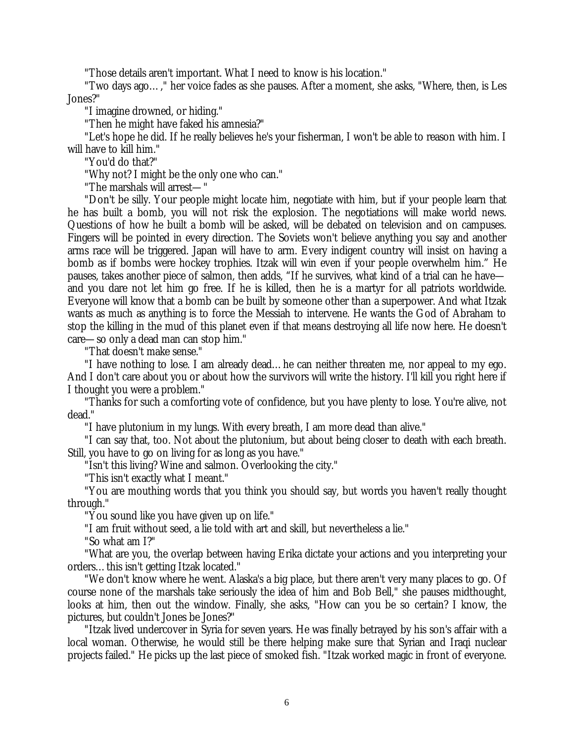"Those details aren't important. What I need to know is his location."

"Two days ago…," her voice fades as she pauses. After a moment, she asks, "Where, then, is Les Jones?"

"I imagine drowned, or hiding."

"Then he might have faked his amnesia?"

"Let's hope he did. If he really believes he's your fisherman, I won't be able to reason with him. I will have to kill him."

"You'd do that?"

"Why not? I might be the only one who can."

"The marshals will arrest— "

"Don't be silly. Your people might locate him, negotiate with him, but if your people learn that he has built a bomb, you will not risk the explosion. The negotiations will make world news. Questions of how he built a bomb will be asked, will be debated on television and on campuses. Fingers will be pointed in every direction. The Soviets won't believe anything you say and another arms race will be triggered. Japan will have to arm. Every indigent country will insist on having a bomb as if bombs were hockey trophies. Itzak will win even if your people overwhelm him." He pauses, takes another piece of salmon, then adds, "If he survives, what kind of a trial can he have—and you dare not let him go free. If he is killed, then he is a martyr for all patriots worldwide. Everyone will know that a bomb can be built by someone other than a superpower. And what Itzak wants as much as anything is to force the Messiah to intervene. He wants the God of Abraham to stop the killing in the mud of this planet even if that means destroying all life now here. He doesn't care— so only a dead man can stop him."

"That doesn't make sense."

"I have nothing to lose. I am already dead… he can neither threaten me, nor appeal to my ego. And I don't care about you or about how the survivors will write the history. I'll kill you right here if I thought you were a problem."

"Thanks for such a comforting vote of confidence, but you have plenty to lose. You're alive, not dead."

"I have plutonium in my lungs. With every breath, I am more dead than alive."

"I can say that, too. Not about the plutonium, but about being closer to death with each breath. Still, you have to go on living for as long as you have."

"Isn't this living? Wine and salmon. Overlooking the city."

"This isn't exactly what I meant."

"You are mouthing words that you think you should say, but words you haven't really thought through."

"You sound like you have given up on life."

"I am fruit without seed, a lie told with art and skill, but nevertheless a lie."

"So what am I?"

"What are you, the overlap between having Erika dictate your actions and you interpreting your orders… this isn't getting Itzak located."

"We don't know where he went. Alaska's a big place, but there aren't very many places to go. Of course none of the marshals take seriously the idea of him and Bob Bell," she pauses midthought, looks at him, then out the window. Finally, she asks, "How can you be so certain? I know, the pictures, but couldn't Jones be Jones?"

"Itzak lived undercover in Syria for seven years. He was finally betrayed by his son's affair with a local woman. Otherwise, he would still be there helping make sure that Syrian and Iraqi nuclear projects failed." He picks up the last piece of smoked fish. "Itzak worked magic in front of everyone.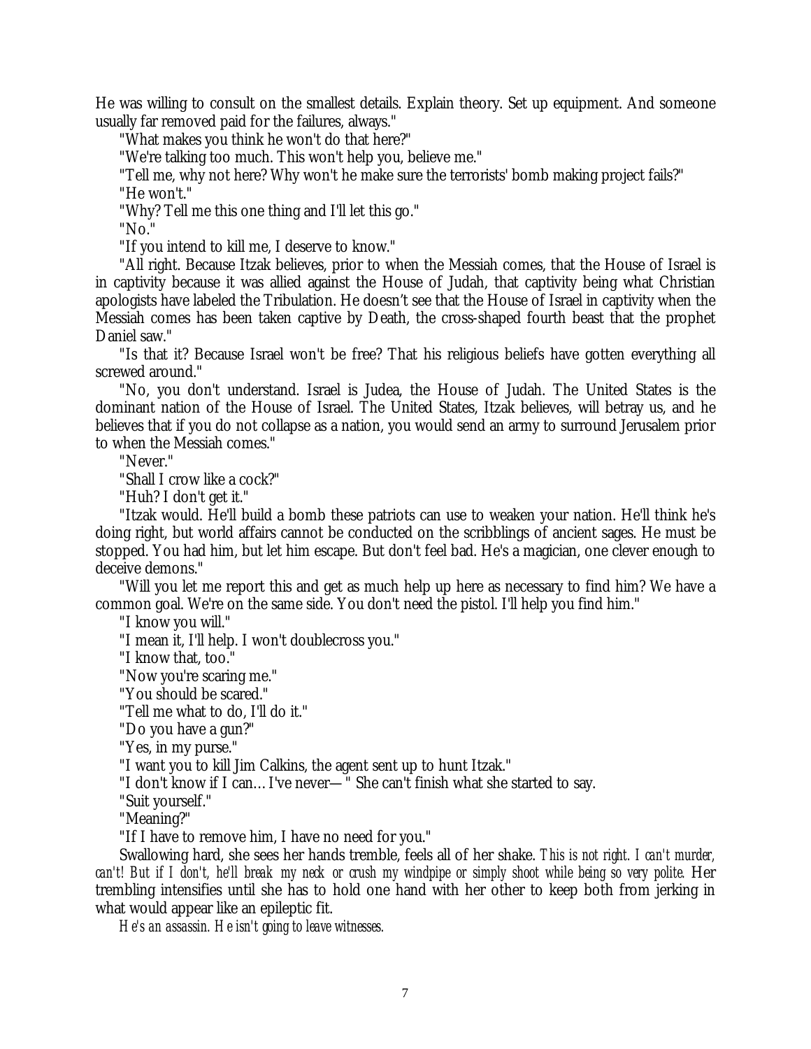He was willing to consult on the smallest details. Explain theory. Set up equipment. And someone usually far removed paid for the failures, always."

"What makes you think he won't do that here?"

"We're talking too much. This won't help you, believe me."

"Tell me, why not here? Why won't he make sure the terrorists' bomb making project fails?"

"He won't."

"Why? Tell me this one thing and I'll let this go."

"No."

"If you intend to kill me, I deserve to know."

"All right. Because Itzak believes, prior to when the Messiah comes, that the House of Israel is in captivity because it was allied against the House of Judah, that captivity being what Christian apologists have labeled the Tribulation. He doesn't see that the House of Israel in captivity when the Messiah comes has been taken captive by Death, the cross-shaped fourth beast that the prophet Daniel saw."

"Is that it? Because Israel won't be free? That his religious beliefs have gotten everything all screwed around."

"No, you don't understand. Israel is Judea, the House of Judah. The United States is the dominant nation of the House of Israel. The United States, Itzak believes, will betray us, and he believes that if you do not collapse as a nation, you would send an army to surround Jerusalem prior to when the Messiah comes."

"Never."

"Shall I crow like a cock?"

"Huh? I don't get it."

"Itzak would. He'll build a bomb these patriots can use to weaken your nation. He'll think he's doing right, but world affairs cannot be conducted on the scribblings of ancient sages. He must be stopped. You had him, but let him escape. But don't feel bad. He's a magician, one clever enough to deceive demons."

"Will you let me report this and get as much help up here as necessary to find him? We have a common goal. We're on the same side. You don't need the pistol. I'll help you find him."

"I know you will."

"I mean it, I'll help. I won't doublecross you."

"I know that, too."

"Now you're scaring me."

"You should be scared."

"Tell me what to do, I'll do it."

"Do you have a gun?"

"Yes, in my purse."

"I want you to kill Jim Calkins, the agent sent up to hunt Itzak."

"I don't know if I can… I've never— " She can't finish what she started to say.

"Suit yourself."

"Meaning?"

"If I have to remove him, I have no need for you."

Swallowing hard, she sees her hands tremble, feels all of her shake. *This is not right. I can't murder, can't! But if I don't, he'll break my neck or crush my windpipe or simply shoot while being so very polite.* Her trembling intensifies until she has to hold one hand with her other to keep both from jerking in what would appear like an epileptic fit.

*He's an assassin. He isn't going to leave witnesses.*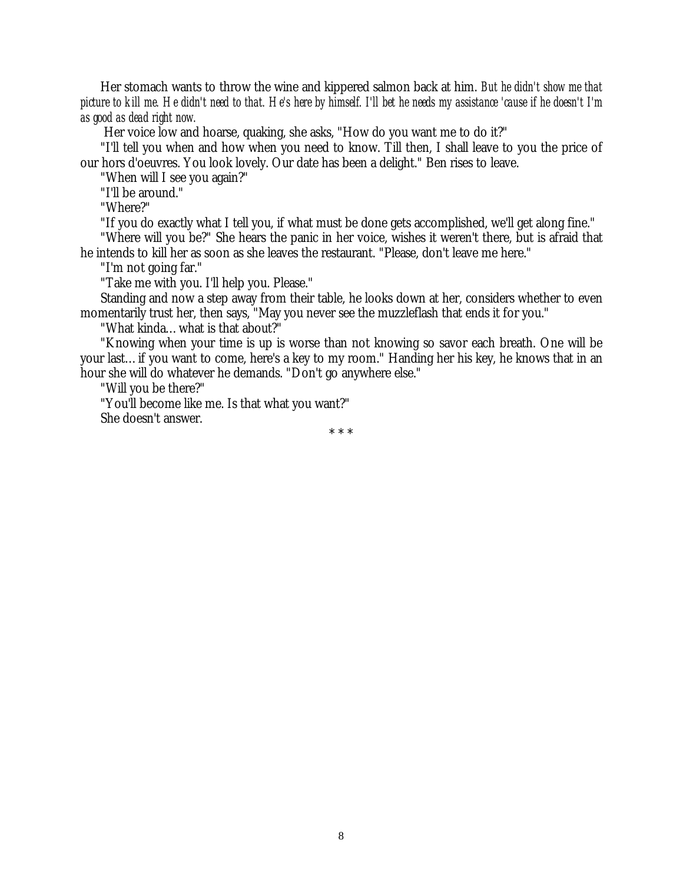Her stomach wants to throw the wine and kippered salmon back at him. *But he didn't show me that picture to kill me. He didn't need to that. He's here by himself. I'll bet he needs my assistance 'cause if he doesn't I'm as good as dead right now.*

Her voice low and hoarse, quaking, she asks, "How do you want me to do it?"

"I'll tell you when and how when you need to know. Till then, I shall leave to you the price of our hors d'oeuvres. You look lovely. Our date has been a delight." Ben rises to leave.

"When will I see you again?"

"I'll be around."

"Where?"

"If you do exactly what I tell you, if what must be done gets accomplished, we'll get along fine."

"Where will you be?" She hears the panic in her voice, wishes it weren't there, but is afraid that he intends to kill her as soon as she leaves the restaurant. "Please, don't leave me here."

"I'm not going far."

"Take me with you. I'll help you. Please."

Standing and now a step away from their table, he looks down at her, considers whether to even momentarily trust her, then says, "May you never see the muzzleflash that ends it for you."

"What kinda… what is that about?"

"Knowing when your time is up is worse than not knowing so savor each breath. One will be your last… if you want to come, here's a key to my room." Handing her his key, he knows that in an hour she will do whatever he demands. "Don't go anywhere else."

"Will you be there?"

"You'll become like me. Is that what you want?"

She doesn't answer.

* * *